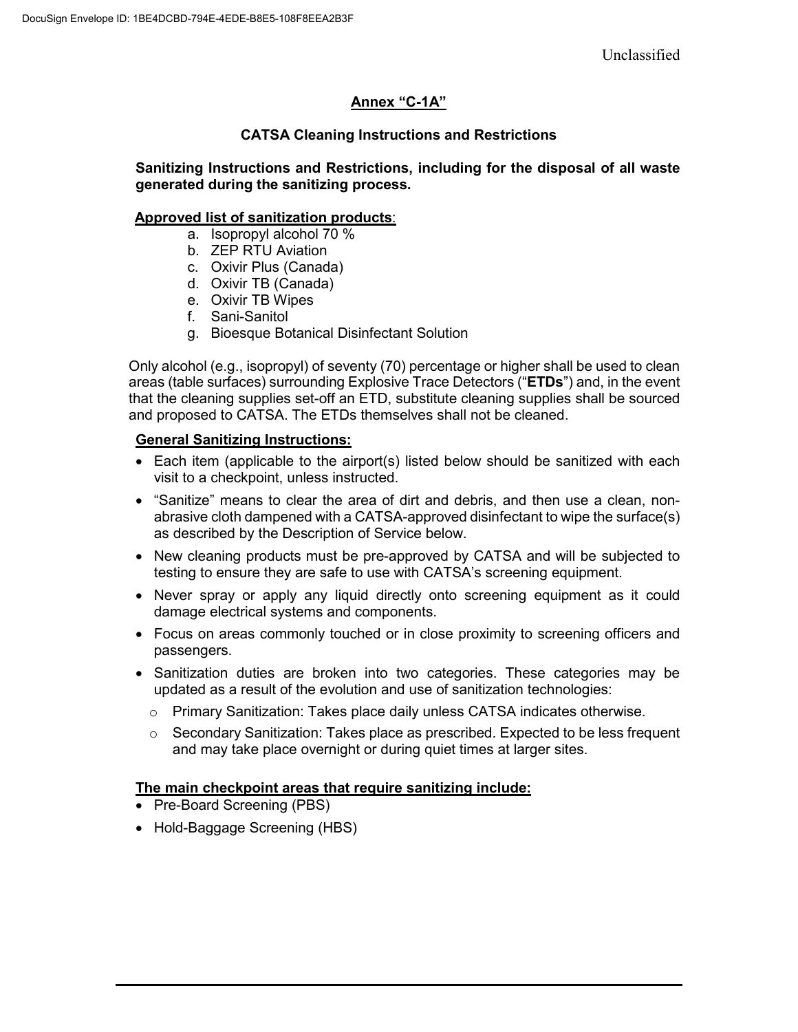## Annex "C-1A"

### CATSA Cleaning Instructions and Restrictions

**Sanitizing Instructions and Restrictions, including for the disposal of all waste generated during the sanitizing process.**

**Approved list of sanitization products**:

a. Isopropyl alcohol 70 %
b. ZEP RTU Aviation
c. Oxivir Plus (Canada)
d. Oxivir TB (Canada)
e. Oxivir TB Wipes
f. Sani-Sanitol
g. Bioesque Botanical Disinfectant Solution

Only alcohol (e.g., isopropyl) of seventy (70) percentage or higher shall be used to clean areas (table surfaces) surrounding Explosive Trace Detectors ("**ETDs**") and, in the event that the cleaning supplies set-off an ETD, substitute cleaning supplies shall be sourced and proposed to CATSA. The ETDs themselves shall not be cleaned.

**General Sanitizing Instructions:**

- Each item (applicable to the airport(s) listed below should be sanitized with each visit to a checkpoint, unless instructed.
- "Sanitize" means to clear the area of dirt and debris, and then use a clean, non-abrasive cloth dampened with a CATSA-approved disinfectant to wipe the surface(s) as described by the Description of Service below.
- New cleaning products must be pre-approved by CATSA and will be subjected to testing to ensure they are safe to use with CATSA's screening equipment.
- Never spray or apply any liquid directly onto screening equipment as it could damage electrical systems and components.
- Focus on areas commonly touched or in close proximity to screening officers and passengers.
- Sanitization duties are broken into two categories. These categories may be updated as a result of the evolution and use of sanitization technologies:
  - Primary Sanitization: Takes place daily unless CATSA indicates otherwise.
  - Secondary Sanitization: Takes place as prescribed. Expected to be less frequent and may take place overnight or during quiet times at larger sites.

**The main checkpoint areas that require sanitizing include:**

- Pre-Board Screening (PBS)
- Hold-Baggage Screening (HBS)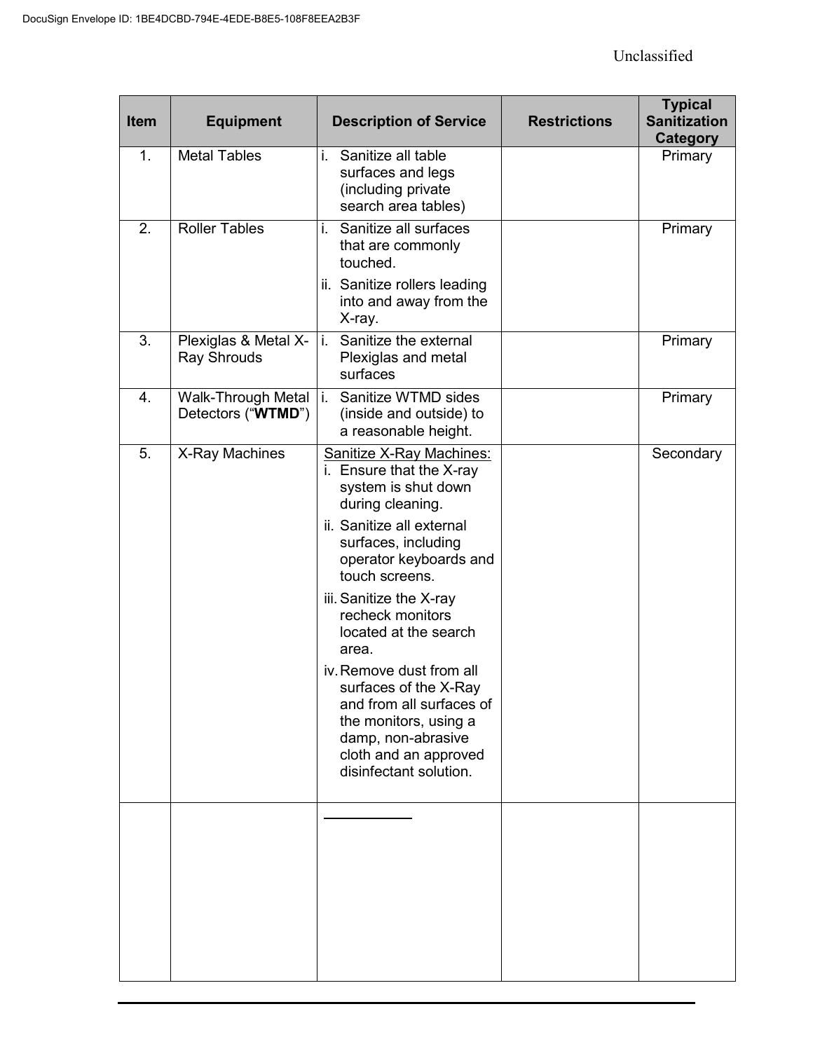| Item | Equipment | Description of Service | Restrictions | Typical Sanitization Category |
|---|---|---|---|---|
| 1. | Metal Tables | i. Sanitize all table surfaces and legs (including private search area tables) | | Primary |
| 2. | Roller Tables | i. Sanitize all surfaces that are commonly touched.<br>ii. Sanitize rollers leading into and away from the X-ray. | | Primary |
| 3. | Plexiglas & Metal X-Ray Shrouds | i. Sanitize the external Plexiglas and metal surfaces | | Primary |
| 4. | Walk-Through Metal Detectors ("**WTMD**") | i. Sanitize WTMD sides (inside and outside) to a reasonable height. | | Primary |
| 5. | X-Ray Machines | Sanitize X-Ray Machines:<br>i. Ensure that the X-ray system is shut down during cleaning.<br>ii. Sanitize all external surfaces, including operator keyboards and touch screens.<br>iii. Sanitize the X-ray recheck monitors located at the search area.<br>iv. Remove dust from all surfaces of the X-Ray and from all surfaces of the monitors, using a damp, non-abrasive cloth and an approved disinfectant solution. | | Secondary |
| | | | | |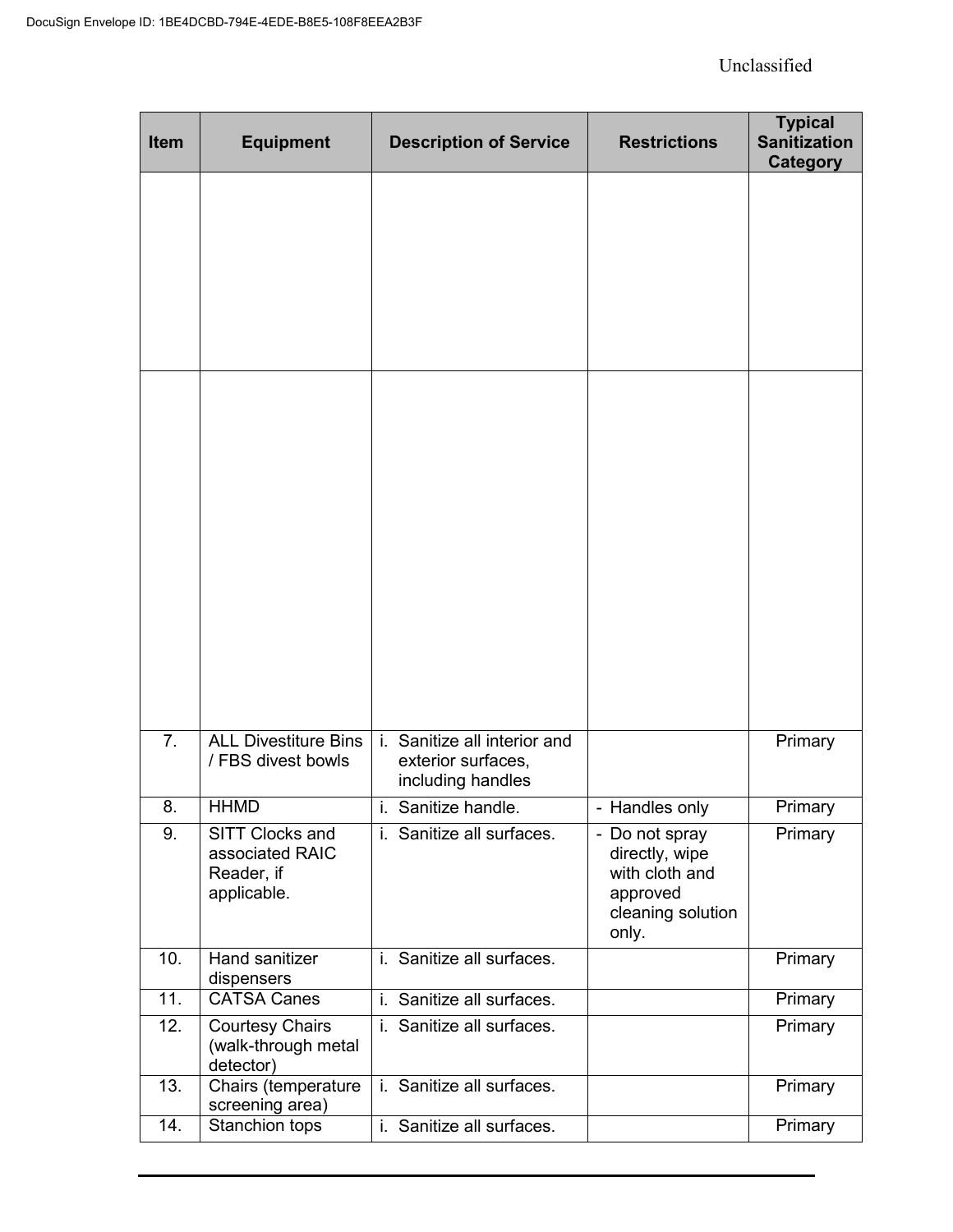| Item | Equipment | Description of Service | Restrictions | Typical Sanitization Category |
|---|---|---|---|---|
| | | | | |
| | | | | |
| 7. | ALL Divestiture Bins / FBS divest bowls | i. Sanitize all interior and exterior surfaces, including handles | | Primary |
| 8. | HHMD | i. Sanitize handle. | - Handles only | Primary |
| 9. | SITT Clocks and associated RAIC Reader, if applicable. | i. Sanitize all surfaces. | - Do not spray directly, wipe with cloth and approved cleaning solution only. | Primary |
| 10. | Hand sanitizer dispensers | i. Sanitize all surfaces. | | Primary |
| 11. | CATSA Canes | i. Sanitize all surfaces. | | Primary |
| 12. | Courtesy Chairs (walk-through metal detector) | i. Sanitize all surfaces. | | Primary |
| 13. | Chairs (temperature screening area) | i. Sanitize all surfaces. | | Primary |
| 14. | Stanchion tops | i. Sanitize all surfaces. | | Primary |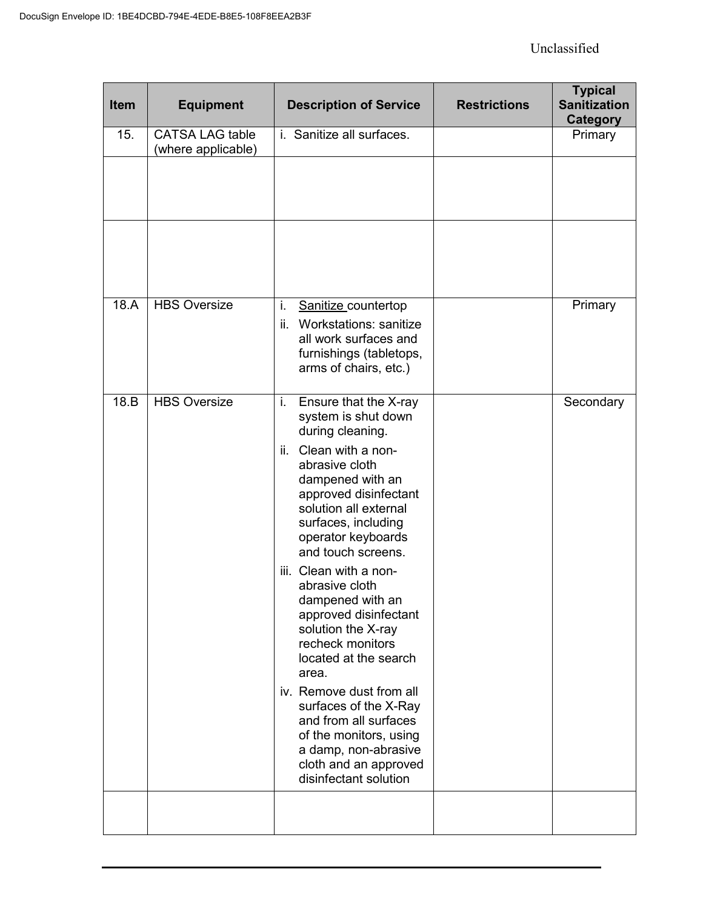| Item | Equipment | Description of Service | Restrictions | Typical Sanitization Category |
|---|---|---|---|---|
| 15. | CATSA LAG table (where applicable) | i. Sanitize all surfaces. | | Primary |
| | | | | |
| | | | | |
| 18.A | HBS Oversize | i. Sanitize countertop<br>ii. Workstations: sanitize all work surfaces and furnishings (tabletops, arms of chairs, etc.) | | Primary |
| 18.B | HBS Oversize | i. Ensure that the X-ray system is shut down during cleaning.<br>ii. Clean with a non-abrasive cloth dampened with an approved disinfectant solution all external surfaces, including operator keyboards and touch screens.<br>iii. Clean with a non-abrasive cloth dampened with an approved disinfectant solution the X-ray recheck monitors located at the search area.<br>iv. Remove dust from all surfaces of the X-Ray and from all surfaces of the monitors, using a damp, non-abrasive cloth and an approved disinfectant solution | | Secondary |
| | | | | |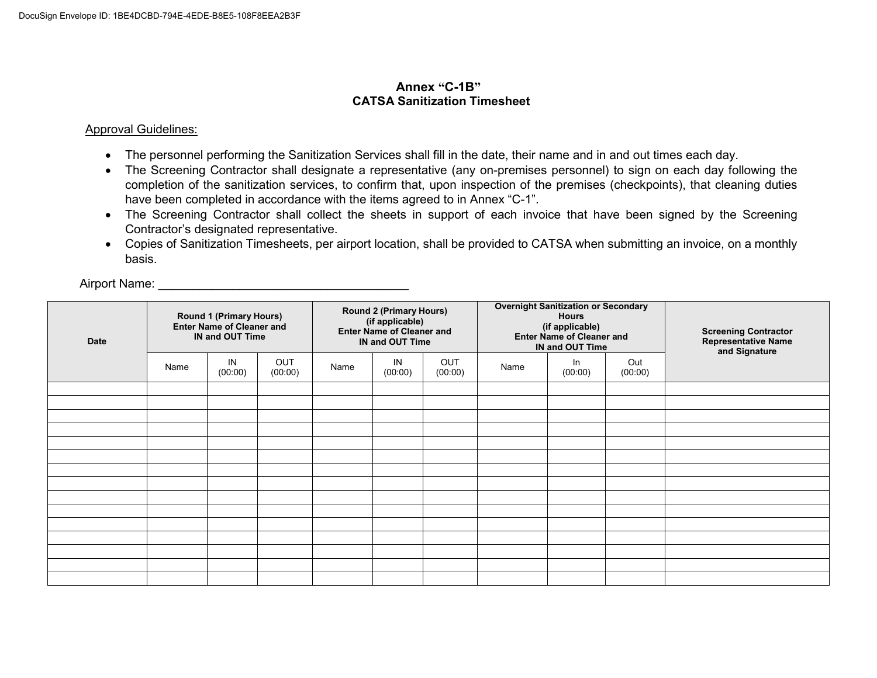## Annex "C-1B"
## CATSA Sanitization Timesheet

Approval Guidelines:

- The personnel performing the Sanitization Services shall fill in the date, their name and in and out times each day.
- The Screening Contractor shall designate a representative (any on-premises personnel) to sign on each day following the completion of the sanitization services, to confirm that, upon inspection of the premises (checkpoints), that cleaning duties have been completed in accordance with the items agreed to in Annex "C-1".
- The Screening Contractor shall collect the sheets in support of each invoice that have been signed by the Screening Contractor's designated representative.
- Copies of Sanitization Timesheets, per airport location, shall be provided to CATSA when submitting an invoice, on a monthly basis.

Airport Name: ____________________________________

| Date | Round 1 (Primary Hours) Enter Name of Cleaner and IN and OUT Time | | | Round 2 (Primary Hours) (if applicable) Enter Name of Cleaner and IN and OUT Time | | | Overnight Sanitization or Secondary Hours (if applicable) Enter Name of Cleaner and IN and OUT Time | | | Screening Contractor Representative Name and Signature |
|---|---|---|---|---|---|---|---|---|---|---|
| | Name | IN (00:00) | OUT (00:00) | Name | IN (00:00) | OUT (00:00) | Name | In (00:00) | Out (00:00) | |
| | | | | | | | | | | |
| | | | | | | | | | | |
| | | | | | | | | | | |
| | | | | | | | | | | |
| | | | | | | | | | | |
| | | | | | | | | | | |
| | | | | | | | | | | |
| | | | | | | | | | | |
| | | | | | | | | | | |
| | | | | | | | | | | |
| | | | | | | | | | | |
| | | | | | | | | | | |
| | | | | | | | | | | |
| | | | | | | | | | | |
| | | | | | | | | | | |